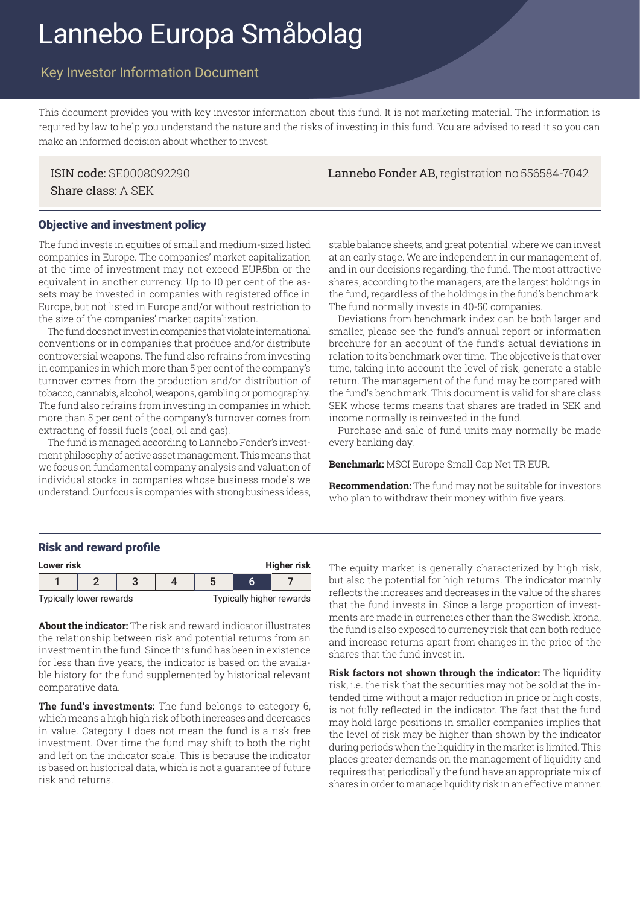# Lannebo Europa Småbolag

## Key Investor Information Document

This document provides you with key investor information about this fund. It is not marketing material. The information is required by law to help you understand the nature and the risks of investing in this fund. You are advised to read it so you can make an informed decision about whether to invest.

ISIN code: SE0008092290
Share class: A SEK

**Lannebo Fonder AB**, registration no 556584-7042

### Objective and investment policy

The fund invests in equities of small and medium-sized listed companies in Europe. The companies' market capitalization at the time of investment may not exceed EUR5bn or the equivalent in another currency. Up to 10 per cent of the assets may be invested in companies with registered office in Europe, but not listed in Europe and/or without restriction to the size of the companies' market capitalization.

The fund does not invest in companies that violate international conventions or in companies that produce and/or distribute controversial weapons. The fund also refrains from investing in companies in which more than 5 per cent of the company's turnover comes from the production and/or distribution of tobacco, cannabis, alcohol, weapons, gambling or pornography. The fund also refrains from investing in companies in which more than 5 per cent of the company's turnover comes from extracting of fossil fuels (coal, oil and gas).

The fund is managed according to Lannebo Fonder's investment philosophy of active asset management. This means that we focus on fundamental company analysis and valuation of individual stocks in companies whose business models we understand. Our focus is companies with strong business ideas, stable balance sheets, and great potential, where we can invest at an early stage. We are independent in our management of, and in our decisions regarding, the fund. The most attractive shares, according to the managers, are the largest holdings in the fund, regardless of the holdings in the fund's benchmark. The fund normally invests in 40-50 companies.

Deviations from benchmark index can be both larger and smaller, please see the fund's annual report or information brochure for an account of the fund's actual deviations in relation to its benchmark over time. The objective is that over time, taking into account the level of risk, generate a stable return. The management of the fund may be compared with the fund's benchmark. This document is valid for share class SEK whose terms means that shares are traded in SEK and income normally is reinvested in the fund.

Purchase and sale of fund units may normally be made every banking day.

**Benchmark:** MSCI Europe Small Cap Net TR EUR.

**Recommendation:** The fund may not be suitable for investors who plan to withdraw their money within five years.

### Risk and reward profile

| Lower risk | | | | | | Higher risk |
|---|---|---|---|---|---|---|
| 1 | 2 | 3 | 4 | 5 | **6** | 7 |
| Typically lower rewards | | | | | | Typically higher rewards |

**About the indicator:** The risk and reward indicator illustrates the relationship between risk and potential returns from an investment in the fund. Since this fund has been in existence for less than five years, the indicator is based on the available history for the fund supplemented by historical relevant comparative data.

**The fund's investments:** The fund belongs to category 6, which means a high high risk of both increases and decreases in value. Category 1 does not mean the fund is a risk free investment. Over time the fund may shift to both the right and left on the indicator scale. This is because the indicator is based on historical data, which is not a guarantee of future risk and returns.

The equity market is generally characterized by high risk, but also the potential for high returns. The indicator mainly reflects the increases and decreases in the value of the shares that the fund invests in. Since a large proportion of investments are made in currencies other than the Swedish krona, the fund is also exposed to currency risk that can both reduce and increase returns apart from changes in the price of the shares that the fund invest in.

**Risk factors not shown through the indicator:** The liquidity risk, i.e. the risk that the securities may not be sold at the intended time without a major reduction in price or high costs, is not fully reflected in the indicator. The fact that the fund may hold large positions in smaller companies implies that the level of risk may be higher than shown by the indicator during periods when the liquidity in the market is limited. This places greater demands on the management of liquidity and requires that periodically the fund have an appropriate mix of shares in order to manage liquidity risk in an effective manner.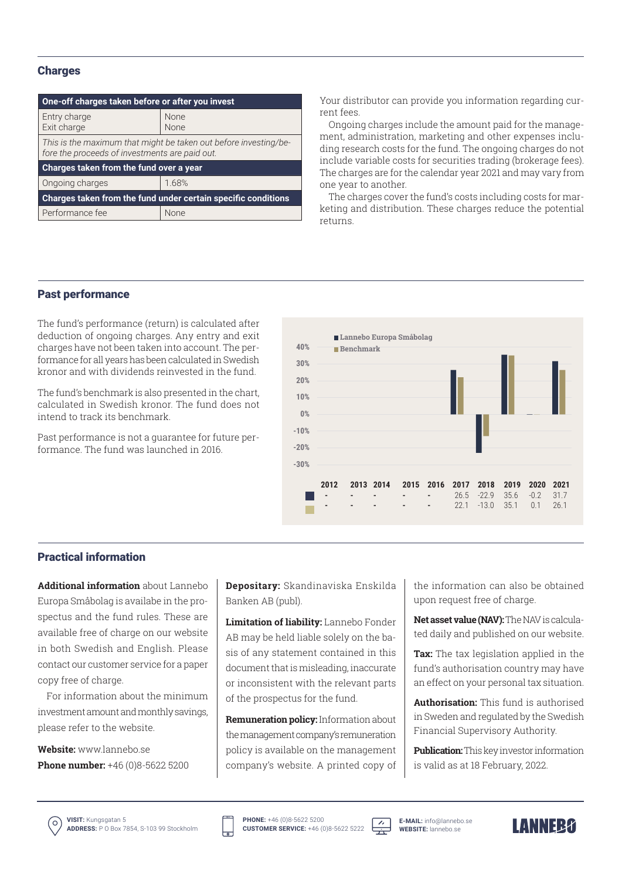## Charges

| One-off charges taken before or after you invest | |
|---|---|
| Entry charge<br>Exit charge | None<br>None |
| *This is the maximum that might be taken out before investing/before the proceeds of investments are paid out.* | |
| **Charges taken from the fund over a year** | |
| Ongoing charges | 1.68% |
| **Charges taken from the fund under certain specific conditions** | |
| Performance fee | None |

Your distributor can provide you information regarding current fees.

Ongoing charges include the amount paid for the management, administration, marketing and other expenses including research costs for the fund. The ongoing charges do not include variable costs for securities trading (brokerage fees). The charges are for the calendar year 2021 and may vary from one year to another.

The charges cover the fund's costs including costs for marketing and distribution. These charges reduce the potential returns.

## Past performance

The fund's performance (return) is calculated after deduction of ongoing charges. Any entry and exit charges have not been taken into account. The performance for all years has been calculated in Swedish kronor and with dividends reinvested in the fund.

The fund's benchmark is also presented in the chart, calculated in Swedish kronor. The fund does not intend to track its benchmark.

Past performance is not a guarantee for future performance. The fund was launched in 2016.

Lannebo Europa Småbolag
Benchmark

40%
30%
20%
10%
0%
-10%
-20%
-30%

2012 2013 2014 2015 2016 2017 2018 2019 2020 2021
Lannebo Europa Småbolag: - - - - - 26.5 -22.9 35.6 -0.2 31.7
Benchmark: - - - - - 22.1 -13.0 35.1 0.1 26.1

## Practical information

**Additional information** about Lannebo Europa Småbolag is availabe in the prospectus and the fund rules. These are available free of charge on our website in both Swedish and English. Please contact our customer service for a paper copy free of charge.

For information about the minimum investment amount and monthly savings, please refer to the website.

**Website:** www.lannebo.se
**Phone number:** +46 (0)8-5622 5200

**Depositary:** Skandinaviska Enskilda Banken AB (publ).

**Limitation of liability:** Lannebo Fonder AB may be held liable solely on the basis of any statement contained in this document that is misleading, inaccurate or inconsistent with the relevant parts of the prospectus for the fund.

**Remuneration policy:** Information about the management company's remuneration policy is available on the management company's website. A printed copy of the information can also be obtained upon request free of charge.

**Net asset value (NAV):** The NAV is calculated daily and published on our website.

**Tax:** The tax legislation applied in the fund's authorisation country may have an effect on your personal tax situation.

**Authorisation:** This fund is authorised in Sweden and regulated by the Swedish Financial Supervisory Authority.

**Publication:** This key investor information is valid as at 18 February, 2022.

**VISIT:** Kungsgatan 5
**ADDRESS:** P O Box 7854, S-103 99 Stockholm

**PHONE:** +46 (0)8-5622 5200
**CUSTOMER SERVICE:** +46 (0)8-5622 5222

**E-MAIL:** info@lannebo.se
**WEBSITE:** lannebo.se

LANNEBO